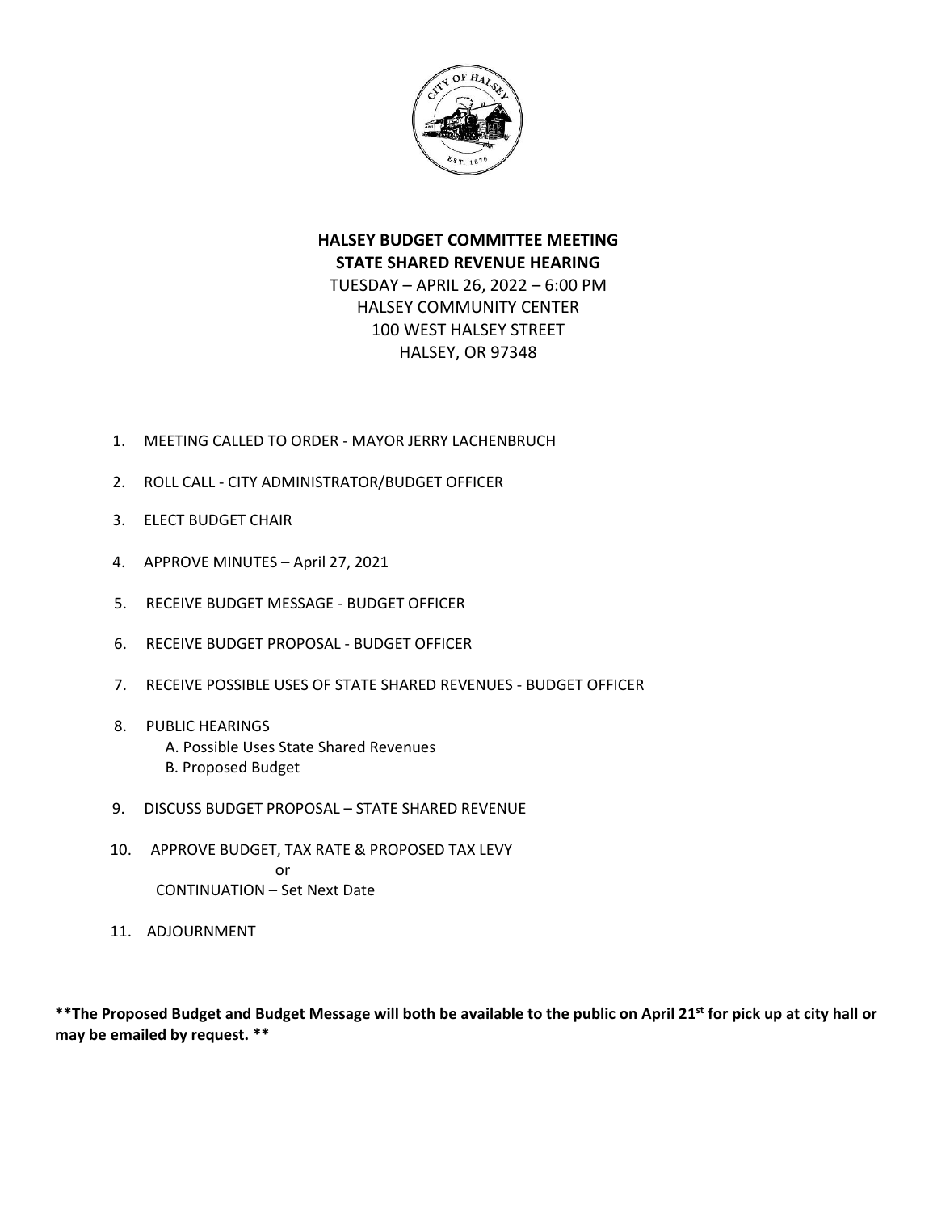# HALSEY BUDGET COMMITTEE MEETING
## STATE SHARED REVENUE HEARING

TUESDAY – APRIL 26, 2022 – 6:00 PM
HALSEY COMMUNITY CENTER
100 WEST HALSEY STREET
HALSEY, OR 97348

1. MEETING CALLED TO ORDER - MAYOR JERRY LACHENBRUCH
2. ROLL CALL - CITY ADMINISTRATOR/BUDGET OFFICER
3. ELECT BUDGET CHAIR
4. APPROVE MINUTES – April 27, 2021
5. RECEIVE BUDGET MESSAGE - BUDGET OFFICER
6. RECEIVE BUDGET PROPOSAL - BUDGET OFFICER
7. RECEIVE POSSIBLE USES OF STATE SHARED REVENUES - BUDGET OFFICER
8. PUBLIC HEARINGS
   A. Possible Uses State Shared Revenues
   B. Proposed Budget
9. DISCUSS BUDGET PROPOSAL – STATE SHARED REVENUE
10. APPROVE BUDGET, TAX RATE & PROPOSED TAX LEVY
    or
    CONTINUATION – Set Next Date
11. ADJOURNMENT

**\*\*The Proposed Budget and Budget Message will both be available to the public on April 21st for pick up at city hall or may be emailed by request. \*\***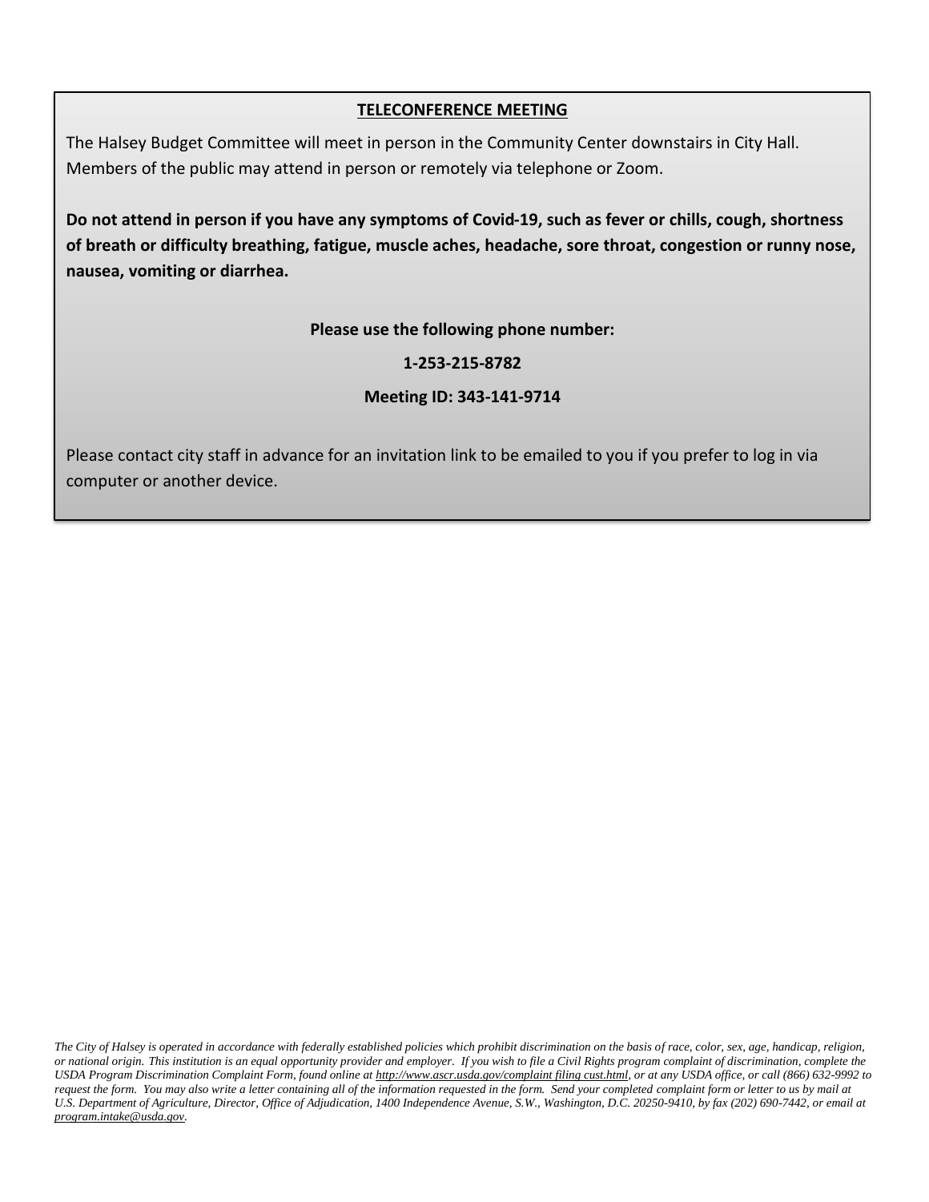**TELECONFERENCE MEETING**

The Halsey Budget Committee will meet in person in the Community Center downstairs in City Hall. Members of the public may attend in person or remotely via telephone or Zoom.

**Do not attend in person if you have any symptoms of Covid-19, such as fever or chills, cough, shortness of breath or difficulty breathing, fatigue, muscle aches, headache, sore throat, congestion or runny nose, nausea, vomiting or diarrhea.**

**Please use the following phone number:**

**1-253-215-8782**

**Meeting ID: 343-141-9714**

Please contact city staff in advance for an invitation link to be emailed to you if you prefer to log in via computer or another device.

*The City of Halsey is operated in accordance with federally established policies which prohibit discrimination on the basis of race, color, sex, age, handicap, religion, or national origin. This institution is an equal opportunity provider and employer. If you wish to file a Civil Rights program complaint of discrimination, complete the USDA Program Discrimination Complaint Form, found online at http://www.ascr.usda.gov/complaint filing cust.html, or at any USDA office, or call (866) 632-9992 to request the form. You may also write a letter containing all of the information requested in the form. Send your completed complaint form or letter to us by mail at U.S. Department of Agriculture, Director, Office of Adjudication, 1400 Independence Avenue, S.W., Washington, D.C. 20250-9410, by fax (202) 690-7442, or email at program.intake@usda.gov.*